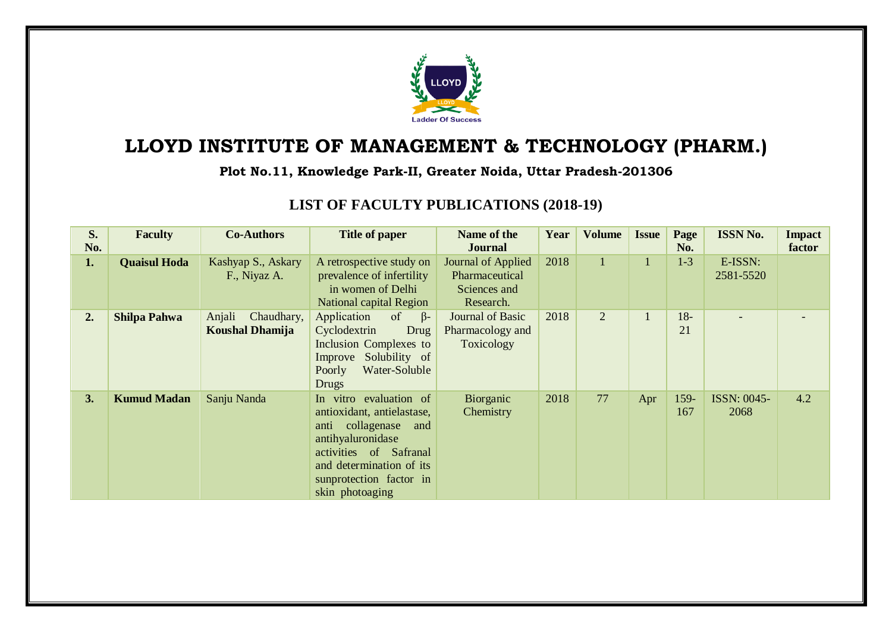# LLOYD INSTITUTE OF MANAGEMENT & TECHNOLOGY (PHARM.)

**Plot No.11, Knowledge Park-II, Greater Noida, Uttar Pradesh-201306**

## LIST OF FACULTY PUBLICATIONS (2018-19)

| S. No. | Faculty | Co-Authors | Title of paper | Name of the Journal | Year | Volume | Issue | Page No. | ISSN No. | Impact factor |
|---|---|---|---|---|---|---|---|---|---|---|
| **1.** | **Quaisul Hoda** | Kashyap S., Askary F., Niyaz A. | A retrospective study on prevalence of infertility in women of Delhi National capital Region | Journal of Applied Pharmaceutical Sciences and Research. | 2018 | 1 | 1 | 1-3 | E-ISSN: 2581-5520 | |
| **2.** | **Shilpa Pahwa** | Anjali Chaudhary, **Koushal Dhamija** | Application of β-Cyclodextrin Drug Inclusion Complexes to Improve Solubility of Poorly Water-Soluble Drugs | Journal of Basic Pharmacology and Toxicology | 2018 | 2 | 1 | 18-21 | - | - |
| **3.** | **Kumud Madan** | Sanju Nanda | In vitro evaluation of antioxidant, antielastase, anti collagenase and antihyaluronidase activities of Safranal and determination of its sunprotection factor in skin photoaging | Biorganic Chemistry | 2018 | 77 | Apr | 159-167 | ISSN: 0045-2068 | 4.2 |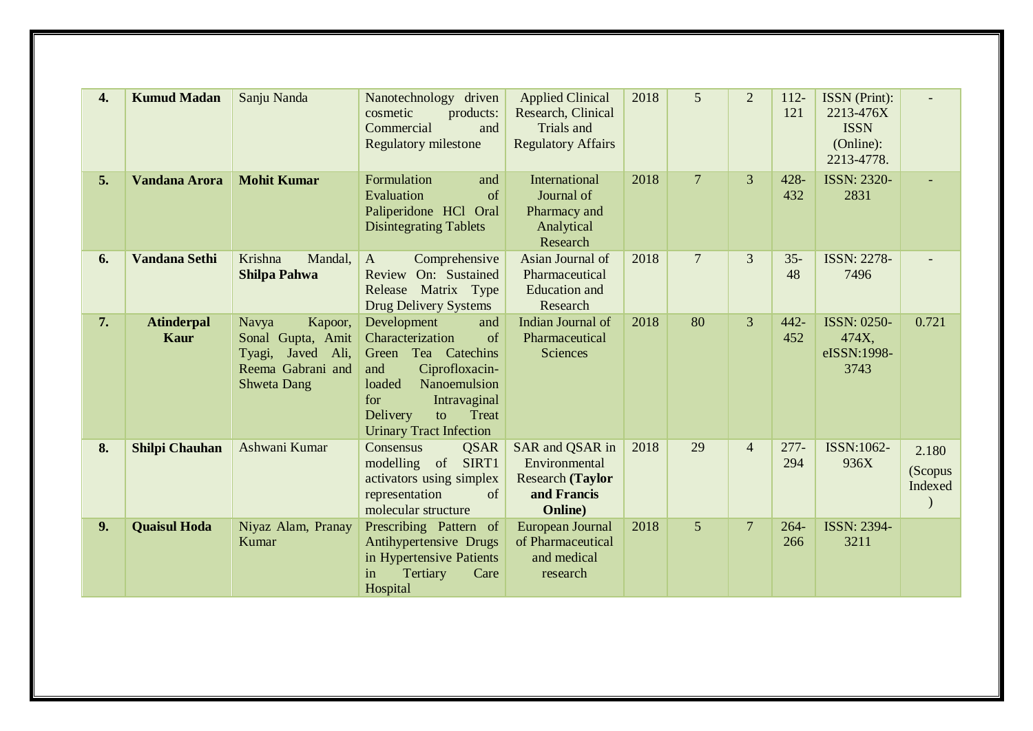| **4.** | **Kumud Madan** | Sanju Nanda | Nanotechnology driven cosmetic products: Commercial and Regulatory milestone | Applied Clinical Research, Clinical Trials and Regulatory Affairs | 2018 | 5 | 2 | 112-121 | ISSN (Print): 2213-476X ISSN (Online): 2213-4778. | - |
|---|---|---|---|---|---|---|---|---|---|---|
| **5.** | **Vandana Arora** | **Mohit Kumar** | Formulation and Evaluation of Paliperidone HCl Oral Disintegrating Tablets | International Journal of Pharmacy and Analytical Research | 2018 | 7 | 3 | 428-432 | ISSN: 2320-2831 | - |
| **6.** | **Vandana Sethi** | Krishna Mandal, **Shilpa Pahwa** | A Comprehensive Review On: Sustained Release Matrix Type Drug Delivery Systems | Asian Journal of Pharmaceutical Education and Research | 2018 | 7 | 3 | 35-48 | ISSN: 2278-7496 | - |
| **7.** | **Atinderpal Kaur** | Navya Kapoor, Sonal Gupta, Amit Tyagi, Javed Ali, Reema Gabrani and Shweta Dang | Development and Characterization of Green Tea Catechins and Ciprofloxacin-loaded Nanoemulsion for Intravaginal Delivery to Treat Urinary Tract Infection | Indian Journal of Pharmaceutical Sciences | 2018 | 80 | 3 | 442-452 | ISSN: 0250-474X, eISSN:1998-3743 | 0.721 |
| **8.** | **Shilpi Chauhan** | Ashwani Kumar | Consensus QSAR modelling of SIRT1 activators using simplex representation of molecular structure | SAR and QSAR in Environmental Research **(Taylor and Francis Online)** | 2018 | 29 | 4 | 277-294 | ISSN:1062-936X | 2.180 (Scopus Indexed ) |
| **9.** | **Quaisul Hoda** | Niyaz Alam, Pranay Kumar | Prescribing Pattern of Antihypertensive Drugs in Hypertensive Patients in Tertiary Care Hospital | European Journal of Pharmaceutical and medical research | 2018 | 5 | 7 | 264-266 | ISSN: 2394-3211 | |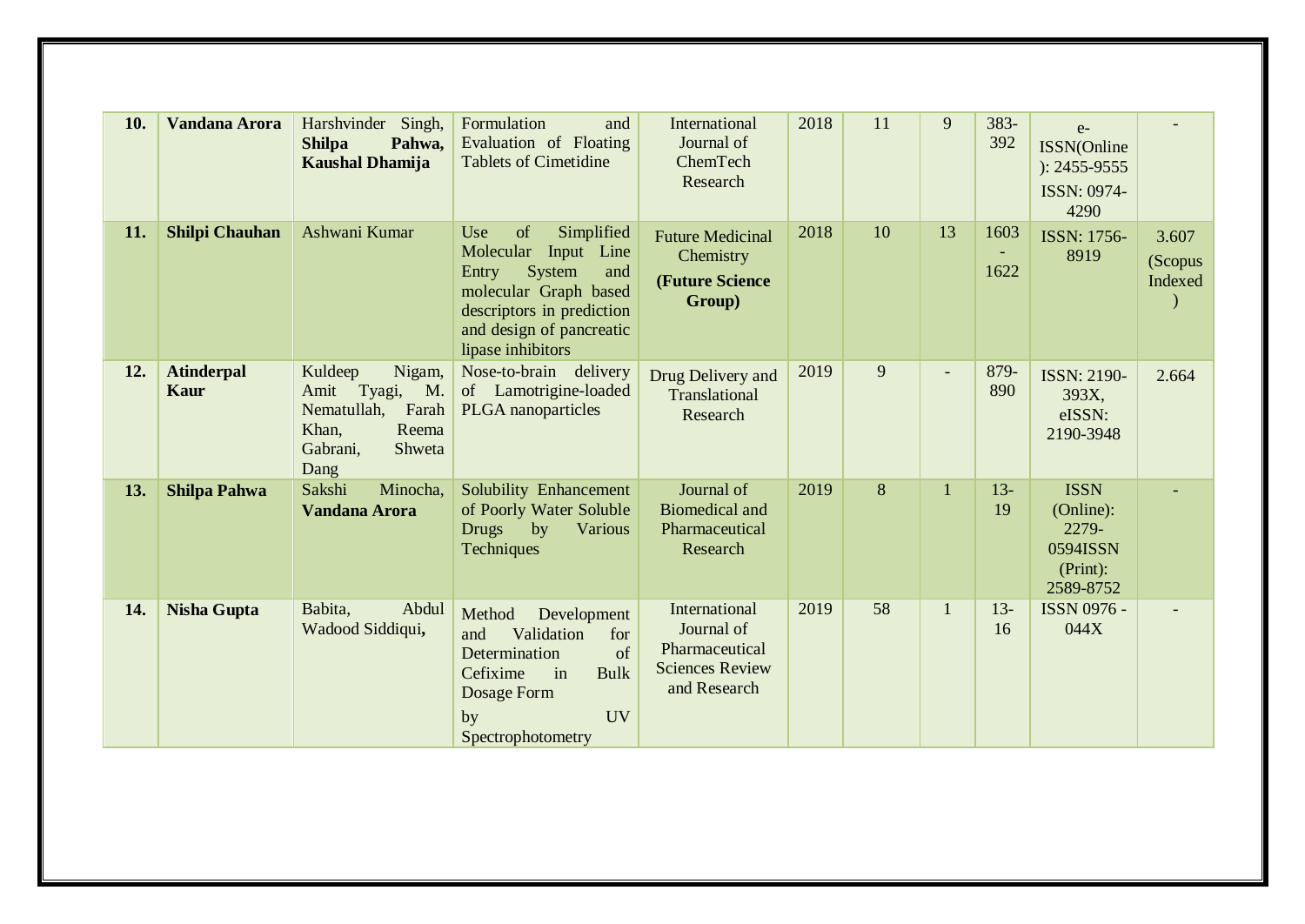| 10. | **Vandana Arora** | Harshvinder Singh, **Shilpa Pahwa, Kaushal Dhamija** | Formulation and Evaluation of Floating Tablets of Cimetidine | International Journal of ChemTech Research | 2018 | 11 | 9 | 383-392 | e-ISSN(Online): 2455-9555 ISSN: 0974-4290 | - |
|---|---|---|---|---|---|---|---|---|---|---|
| **11.** | **Shilpi Chauhan** | Ashwani Kumar | Use of Simplified Molecular Input Line Entry System and molecular Graph based descriptors in prediction and design of pancreatic lipase inhibitors | Future Medicinal Chemistry **(Future Science Group)** | 2018 | 10 | 13 | 1603 - 1622 | ISSN: 1756-8919 | 3.607 (Scopus Indexed ) |
| **12.** | **Atinderpal Kaur** | Kuldeep Nigam, Amit Tyagi, M. Nematullah, Farah Khan, Reema Gabrani, Shweta Dang | Nose-to-brain delivery of Lamotrigine-loaded PLGA nanoparticles | Drug Delivery and Translational Research | 2019 | 9 | - | 879-890 | ISSN: 2190-393X, eISSN: 2190-3948 | 2.664 |
| **13.** | **Shilpa Pahwa** | Sakshi Minocha, **Vandana Arora** | Solubility Enhancement of Poorly Water Soluble Drugs by Various Techniques | Journal of Biomedical and Pharmaceutical Research | 2019 | 8 | 1 | 13-19 | ISSN (Online): 2279-0594ISSN (Print): 2589-8752 | - |
| **14.** | **Nisha Gupta** | Babita, Abdul Wadood Siddiqui**,** | Method Development and Validation for Determination of Cefixime in Bulk Dosage Form by UV Spectrophotometry | International Journal of Pharmaceutical Sciences Review and Research | 2019 | 58 | 1 | 13-16 | ISSN 0976 - 044X | - |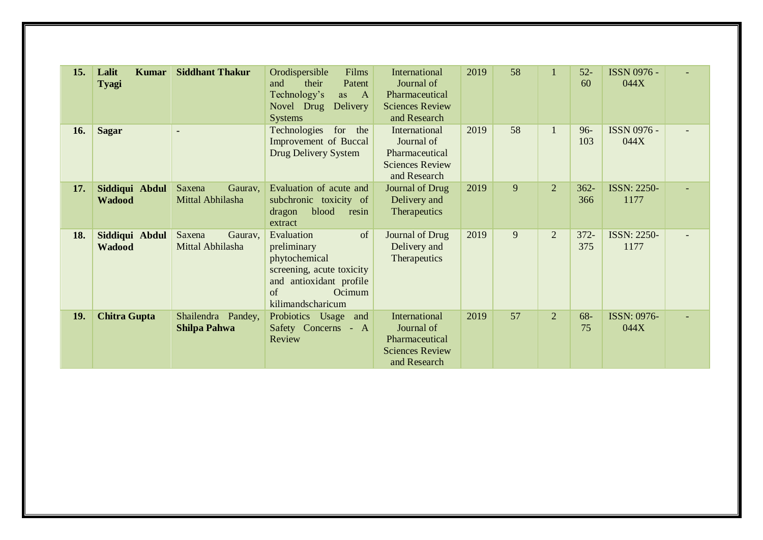| | | | | | | | | | | |
|---|---|---|---|---|---|---|---|---|---|---|
| **15.** | **Lalit Kumar Tyagi** | **Siddhant Thakur** | Orodispersible Films and their Patent Technology's as A Novel Drug Delivery Systems | International Journal of Pharmaceutical Sciences Review and Research | 2019 | 58 | 1 | 52-60 | ISSN 0976 - 044X | - |
| **16.** | **Sagar** | - | Technologies for the Improvement of Buccal Drug Delivery System | International Journal of Pharmaceutical Sciences Review and Research | 2019 | 58 | 1 | 96-103 | ISSN 0976 - 044X | - |
| **17.** | **Siddiqui Abdul Wadood** | Saxena Gaurav, Mittal Abhilasha | Evaluation of acute and subchronic toxicity of dragon blood resin extract | Journal of Drug Delivery and Therapeutics | 2019 | 9 | 2 | 362-366 | ISSN: 2250-1177 | - |
| **18.** | **Siddiqui Abdul Wadood** | Saxena Gaurav, Mittal Abhilasha | Evaluation of preliminary phytochemical screening, acute toxicity and antioxidant profile of Ocimum kilimandscharicum | Journal of Drug Delivery and Therapeutics | 2019 | 9 | 2 | 372-375 | ISSN: 2250-1177 | - |
| **19.** | **Chitra Gupta** | Shailendra Pandey, **Shilpa Pahwa** | Probiotics Usage and Safety Concerns - A Review | International Journal of Pharmaceutical Sciences Review and Research | 2019 | 57 | 2 | 68-75 | ISSN: 0976-044X | - |